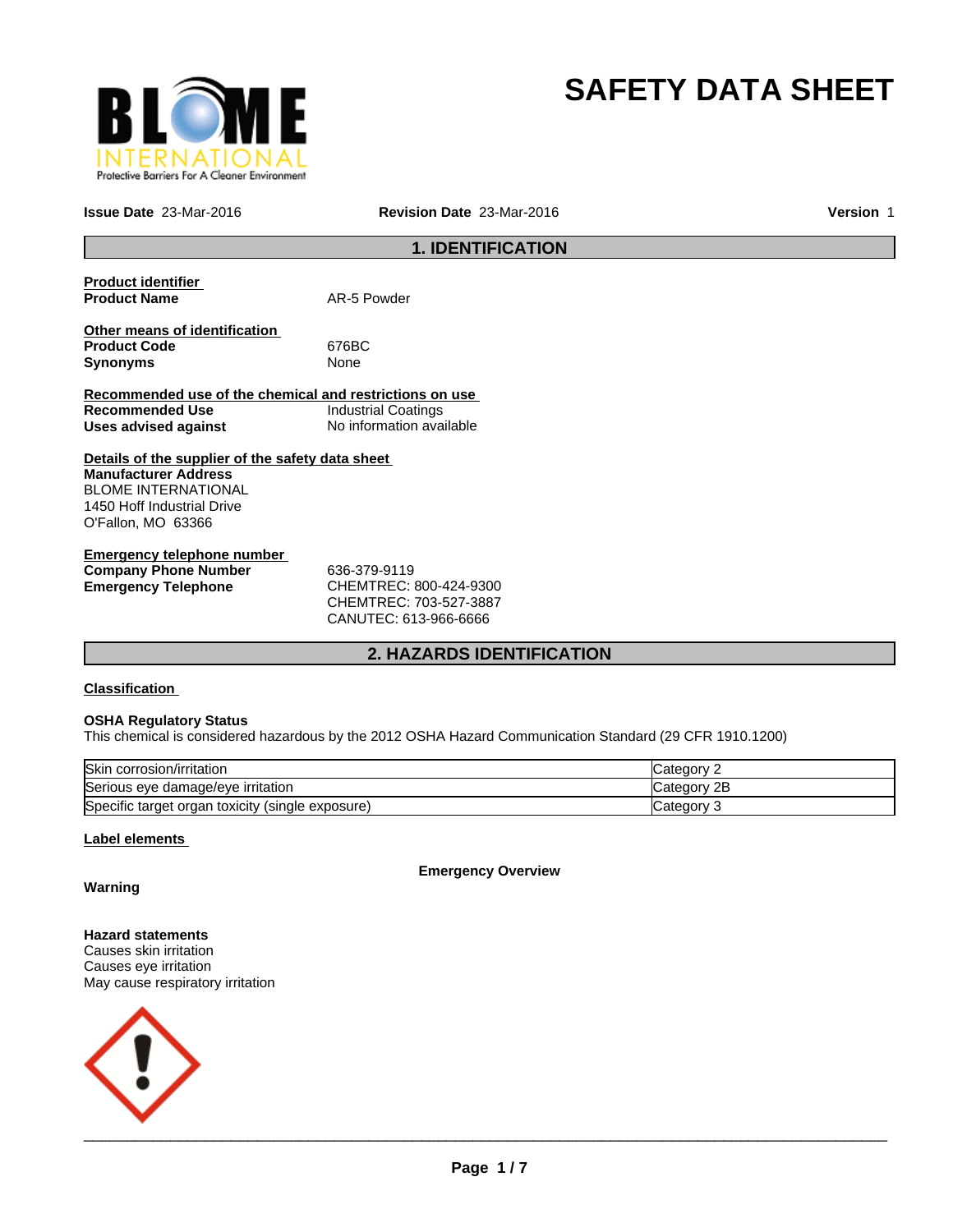# SAFETY DATA SHEET

**Issue Date** 23-Mar-2016 **Revision Date** 23-Mar-2016 **Version** 1

## 1. IDENTIFICATION

**Product identifier**

**Product Name** AR-5 Powder

**Other means of identification**

**Product Code** 676BC

**Synonyms** None

**Recommended use of the chemical and restrictions on use**

**Recommended Use** Industrial Coatings

**Uses advised against** No information available

**Details of the supplier of the safety data sheet**

**Manufacturer Address**
BLOME INTERNATIONAL
1450 Hoff Industrial Drive
O'Fallon, MO 63366

**Emergency telephone number**

**Company Phone Number** 636-379-9119

**Emergency Telephone** CHEMTREC: 800-424-9300
CHEMTREC: 703-527-3887
CANUTEC: 613-966-6666

## 2. HAZARDS IDENTIFICATION

**Classification**

**OSHA Regulatory Status**
This chemical is considered hazardous by the 2012 OSHA Hazard Communication Standard (29 CFR 1910.1200)

| | |
|---|---|
| Skin corrosion/irritation | Category 2 |
| Serious eye damage/eye irritation | Category 2B |
| Specific target organ toxicity (single exposure) | Category 3 |

**Label elements**

**Emergency Overview**

**Warning**

**Hazard statements**
Causes skin irritation
Causes eye irritation
May cause respiratory irritation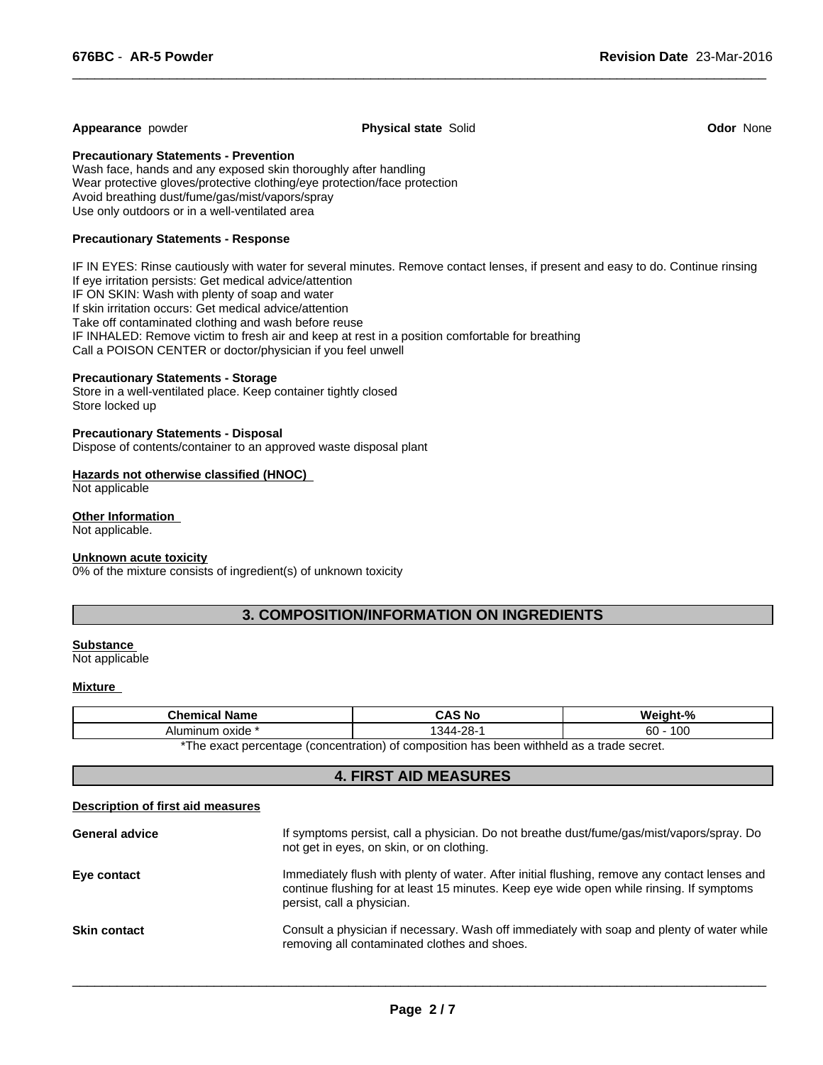**Appearance** powder **Physical state** Solid **Odor** None

**Precautionary Statements - Prevention**
Wash face, hands and any exposed skin thoroughly after handling
Wear protective gloves/protective clothing/eye protection/face protection
Avoid breathing dust/fume/gas/mist/vapors/spray
Use only outdoors or in a well-ventilated area

**Precautionary Statements - Response**

IF IN EYES: Rinse cautiously with water for several minutes. Remove contact lenses, if present and easy to do. Continue rinsing
If eye irritation persists: Get medical advice/attention
IF ON SKIN: Wash with plenty of soap and water
If skin irritation occurs: Get medical advice/attention
Take off contaminated clothing and wash before reuse
IF INHALED: Remove victim to fresh air and keep at rest in a position comfortable for breathing
Call a POISON CENTER or doctor/physician if you feel unwell

**Precautionary Statements - Storage**
Store in a well-ventilated place. Keep container tightly closed
Store locked up

**Precautionary Statements - Disposal**
Dispose of contents/container to an approved waste disposal plant

**Hazards not otherwise classified (HNOC)**
Not applicable

**Other Information**
Not applicable.

**Unknown acute toxicity**
0% of the mixture consists of ingredient(s) of unknown toxicity

## 3. COMPOSITION/INFORMATION ON INGREDIENTS

**Substance**
Not applicable

**Mixture**

| Chemical Name | CAS No | Weight-% |
|---|---|---|
| Aluminum oxide * | 1344-28-1 | 60 - 100 |

*The exact percentage (concentration) of composition has been withheld as a trade secret.

## 4. FIRST AID MEASURES

**Description of first aid measures**

**General advice**
If symptoms persist, call a physician. Do not breathe dust/fume/gas/mist/vapors/spray. Do not get in eyes, on skin, or on clothing.

**Eye contact**
Immediately flush with plenty of water. After initial flushing, remove any contact lenses and continue flushing for at least 15 minutes. Keep eye wide open while rinsing. If symptoms persist, call a physician.

**Skin contact**
Consult a physician if necessary. Wash off immediately with soap and plenty of water while removing all contaminated clothes and shoes.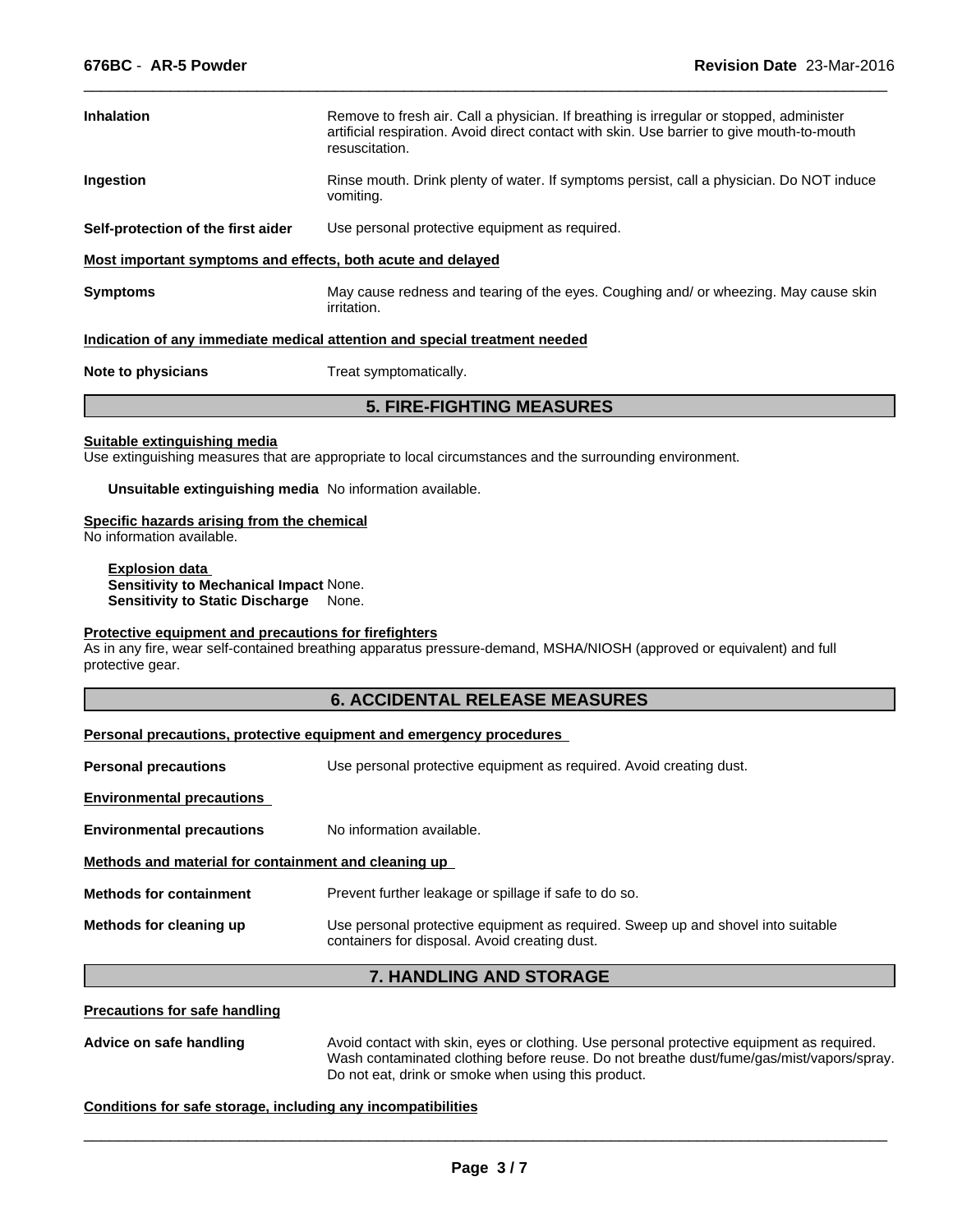| | |
|---|---|
| **Inhalation** | Remove to fresh air. Call a physician. If breathing is irregular or stopped, administer artificial respiration. Avoid direct contact with skin. Use barrier to give mouth-to-mouth resuscitation. |
| **Ingestion** | Rinse mouth. Drink plenty of water. If symptoms persist, call a physician. Do NOT induce vomiting. |
| **Self-protection of the first aider** | Use personal protective equipment as required. |

**Most important symptoms and effects, both acute and delayed**

**Symptoms** May cause redness and tearing of the eyes. Coughing and/ or wheezing. May cause skin irritation.

**Indication of any immediate medical attention and special treatment needed**

**Note to physicians** Treat symptomatically.

## 5. FIRE-FIGHTING MEASURES

**Suitable extinguishing media**

Use extinguishing measures that are appropriate to local circumstances and the surrounding environment.

**Unsuitable extinguishing media** No information available.

**Specific hazards arising from the chemical**

No information available.

**Explosion data**

**Sensitivity to Mechanical Impact** None.

**Sensitivity to Static Discharge** None.

**Protective equipment and precautions for firefighters**

As in any fire, wear self-contained breathing apparatus pressure-demand, MSHA/NIOSH (approved or equivalent) and full protective gear.

## 6. ACCIDENTAL RELEASE MEASURES

**Personal precautions, protective equipment and emergency procedures**

**Personal precautions** Use personal protective equipment as required. Avoid creating dust.

**Environmental precautions**

**Environmental precautions** No information available.

**Methods and material for containment and cleaning up**

**Methods for containment** Prevent further leakage or spillage if safe to do so.

**Methods for cleaning up** Use personal protective equipment as required. Sweep up and shovel into suitable containers for disposal. Avoid creating dust.

## 7. HANDLING AND STORAGE

**Precautions for safe handling**

**Advice on safe handling** Avoid contact with skin, eyes or clothing. Use personal protective equipment as required. Wash contaminated clothing before reuse. Do not breathe dust/fume/gas/mist/vapors/spray. Do not eat, drink or smoke when using this product.

**Conditions for safe storage, including any incompatibilities**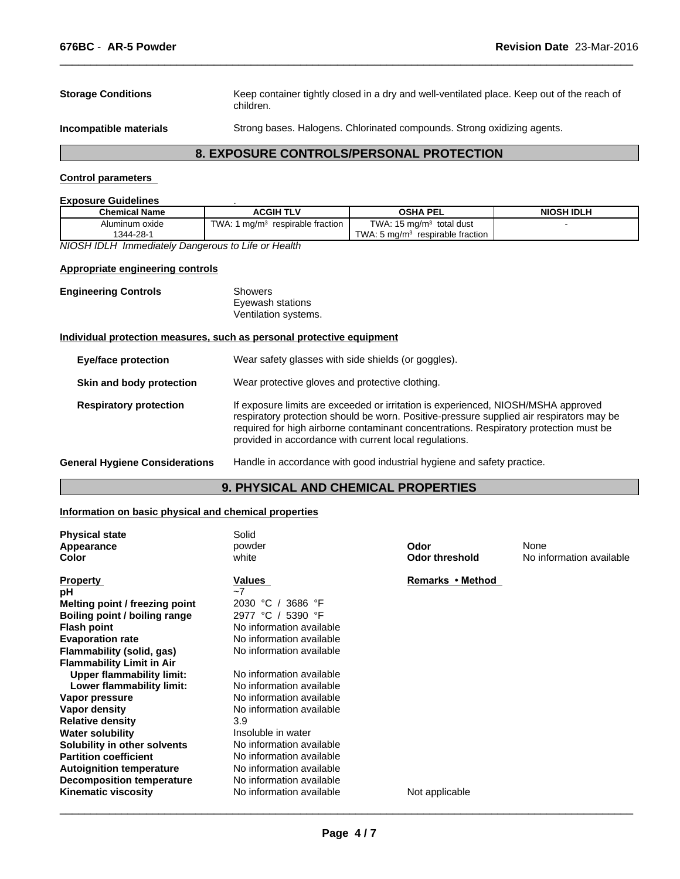| **Storage Conditions** | Keep container tightly closed in a dry and well-ventilated place. Keep out of the reach of children. |
|---|---|
| **Incompatible materials** | Strong bases. Halogens. Chlorinated compounds. Strong oxidizing agents. |

## 8. EXPOSURE CONTROLS/PERSONAL PROTECTION

**Control parameters**

**Exposure Guidelines** .

| Chemical Name | ACGIH TLV | OSHA PEL | NIOSH IDLH |
|---|---|---|---|
| Aluminum oxide 1344-28-1 | TWA: 1 mg/m$^3$ respirable fraction | TWA: 15 mg/m$^3$ total dust TWA: 5 mg/m$^3$ respirable fraction | - |

*NIOSH IDLH Immediately Dangerous to Life or Health*

**Appropriate engineering controls**

**Engineering Controls**
Showers
Eyewash stations
Ventilation systems.

**Individual protection measures, such as personal protective equipment**

| | |
|---|---|
| **Eye/face protection** | Wear safety glasses with side shields (or goggles). |
| **Skin and body protection** | Wear protective gloves and protective clothing. |
| **Respiratory protection** | If exposure limits are exceeded or irritation is experienced, NIOSH/MSHA approved respiratory protection should be worn. Positive-pressure supplied air respirators may be required for high airborne contaminant concentrations. Respiratory protection must be provided in accordance with current local regulations. |
| **General Hygiene Considerations** | Handle in accordance with good industrial hygiene and safety practice. |

## 9. PHYSICAL AND CHEMICAL PROPERTIES

**Information on basic physical and chemical properties**

| | | | |
|---|---|---|---|
| **Physical state** | Solid | | |
| **Appearance** | powder | **Odor** | None |
| **Color** | white | **Odor threshold** | No information available |

| Property | Values | Remarks • Method |
|---|---|---|
| **pH** | ~7 | |
| **Melting point / freezing point** | 2030 °C / 3686 °F | |
| **Boiling point / boiling range** | 2977 °C / 5390 °F | |
| **Flash point** | No information available | |
| **Evaporation rate** | No information available | |
| **Flammability (solid, gas)** | No information available | |
| **Flammability Limit in Air** | | |
| **Upper flammability limit:** | No information available | |
| **Lower flammability limit:** | No information available | |
| **Vapor pressure** | No information available | |
| **Vapor density** | No information available | |
| **Relative density** | 3.9 | |
| **Water solubility** | Insoluble in water | |
| **Solubility in other solvents** | No information available | |
| **Partition coefficient** | No information available | |
| **Autoignition temperature** | No information available | |
| **Decomposition temperature** | No information available | |
| **Kinematic viscosity** | No information available | Not applicable |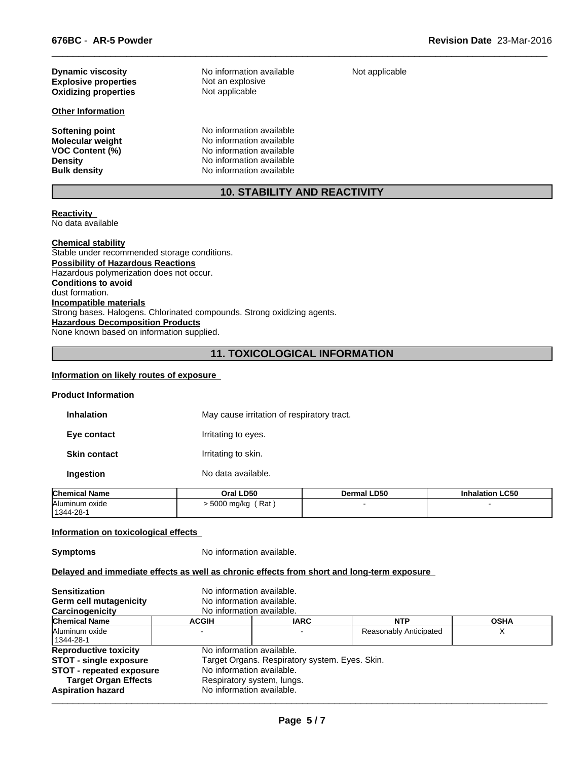| | | |
|---|---|---|
| **Dynamic viscosity** | No information available | Not applicable |
| **Explosive properties** | Not an explosive | |
| **Oxidizing properties** | Not applicable | |

**Other Information**

| | |
|---|---|
| **Softening point** | No information available |
| **Molecular weight** | No information available |
| **VOC Content (%)** | No information available |
| **Density** | No information available |
| **Bulk density** | No information available |

## 10. STABILITY AND REACTIVITY

**Reactivity**
No data available

**Chemical stability**
Stable under recommended storage conditions.

**Possibility of Hazardous Reactions**
Hazardous polymerization does not occur.

**Conditions to avoid**
dust formation.

**Incompatible materials**
Strong bases. Halogens. Chlorinated compounds. Strong oxidizing agents.

**Hazardous Decomposition Products**
None known based on information supplied.

## 11. TOXICOLOGICAL INFORMATION

**Information on likely routes of exposure**

**Product Information**

| | |
|---|---|
| **Inhalation** | May cause irritation of respiratory tract. |
| **Eye contact** | Irritating to eyes. |
| **Skin contact** | Irritating to skin. |
| **Ingestion** | No data available. |

| Chemical Name | Oral LD50 | Dermal LD50 | Inhalation LC50 |
|---|---|---|---|
| Aluminum oxide 1344-28-1 | > 5000 mg/kg ( Rat ) | - | - |

**Information on toxicological effects**

**Symptoms** No information available.

**Delayed and immediate effects as well as chronic effects from short and long-term exposure**

| | |
|---|---|
| **Sensitization** | No information available. |
| **Germ cell mutagenicity** | No information available. |
| **Carcinogenicity** | No information available. |

| Chemical Name | ACGIH | IARC | NTP | OSHA |
|---|---|---|---|---|
| Aluminum oxide 1344-28-1 | - | - | Reasonably Anticipated | X |

| | |
|---|---|
| **Reproductive toxicity** | No information available. |
| **STOT - single exposure** | Target Organs. Respiratory system. Eyes. Skin. |
| **STOT - repeated exposure** | No information available. |
| **Target Organ Effects** | Respiratory system, lungs. |
| **Aspiration hazard** | No information available. |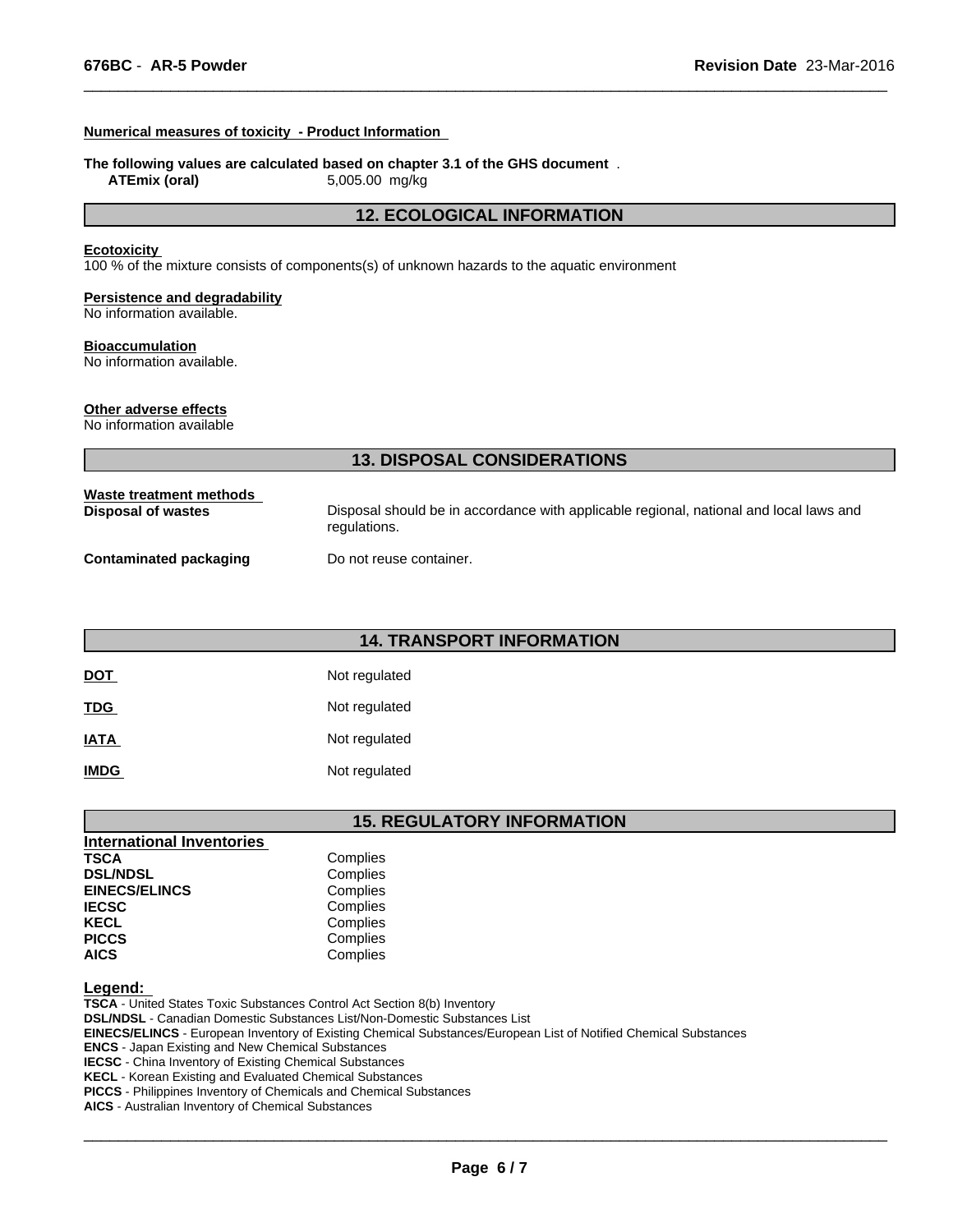**Numerical measures of toxicity - Product Information**

**The following values are calculated based on chapter 3.1 of the GHS document** .

| | |
|---|---|
| **ATEmix (oral)** | 5,005.00 mg/kg |

## 12. ECOLOGICAL INFORMATION

**Ecotoxicity**

100 % of the mixture consists of components(s) of unknown hazards to the aquatic environment

**Persistence and degradability**

No information available.

**Bioaccumulation**

No information available.

**Other adverse effects**

No information available

## 13. DISPOSAL CONSIDERATIONS

**Waste treatment methods**

| | |
|---|---|
| **Disposal of wastes** | Disposal should be in accordance with applicable regional, national and local laws and regulations. |
| **Contaminated packaging** | Do not reuse container. |

## 14. TRANSPORT INFORMATION

| | |
|---|---|
| **DOT** | Not regulated |
| **TDG** | Not regulated |
| **IATA** | Not regulated |
| **IMDG** | Not regulated |

## 15. REGULATORY INFORMATION

**International Inventories**

| | |
|---|---|
| **TSCA** | Complies |
| **DSL/NDSL** | Complies |
| **EINECS/ELINCS** | Complies |
| **IECSC** | Complies |
| **KECL** | Complies |
| **PICCS** | Complies |
| **AICS** | Complies |

**Legend:**

**TSCA** - United States Toxic Substances Control Act Section 8(b) Inventory
**DSL/NDSL** - Canadian Domestic Substances List/Non-Domestic Substances List
**EINECS/ELINCS** - European Inventory of Existing Chemical Substances/European List of Notified Chemical Substances
**ENCS** - Japan Existing and New Chemical Substances
**IECSC** - China Inventory of Existing Chemical Substances
**KECL** - Korean Existing and Evaluated Chemical Substances
**PICCS** - Philippines Inventory of Chemicals and Chemical Substances
**AICS** - Australian Inventory of Chemical Substances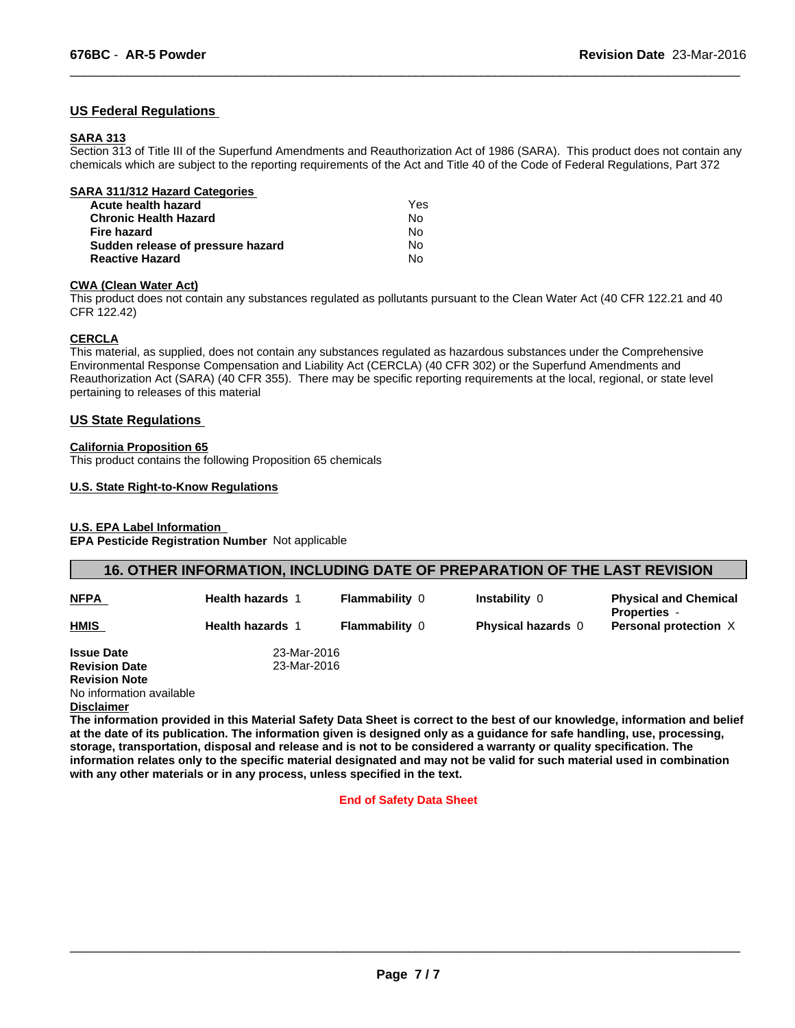## US Federal Regulations

### SARA 313

Section 313 of Title III of the Superfund Amendments and Reauthorization Act of 1986 (SARA). This product does not contain any chemicals which are subject to the reporting requirements of the Act and Title 40 of the Code of Federal Regulations, Part 372

### SARA 311/312 Hazard Categories

| | |
|---|---|
| **Acute health hazard** | Yes |
| **Chronic Health Hazard** | No |
| **Fire hazard** | No |
| **Sudden release of pressure hazard** | No |
| **Reactive Hazard** | No |

### CWA (Clean Water Act)

This product does not contain any substances regulated as pollutants pursuant to the Clean Water Act (40 CFR 122.21 and 40 CFR 122.42)

### CERCLA

This material, as supplied, does not contain any substances regulated as hazardous substances under the Comprehensive Environmental Response Compensation and Liability Act (CERCLA) (40 CFR 302) or the Superfund Amendments and Reauthorization Act (SARA) (40 CFR 355). There may be specific reporting requirements at the local, regional, or state level pertaining to releases of this material

## US State Regulations

### California Proposition 65

This product contains the following Proposition 65 chemicals

### U.S. State Right-to-Know Regulations

### U.S. EPA Label Information

**EPA Pesticide Registration Number** Not applicable

## 16. OTHER INFORMATION, INCLUDING DATE OF PREPARATION OF THE LAST REVISION

| | | | | |
|---|---|---|---|---|
| **NFPA** | **Health hazards** 1 | **Flammability** 0 | **Instability** 0 | **Physical and Chemical Properties** - |
| **HMIS** | **Health hazards** 1 | **Flammability** 0 | **Physical hazards** 0 | **Personal protection** X |

**Issue Date** 23-Mar-2016

**Revision Date** 23-Mar-2016

**Revision Note**

No information available

**Disclaimer**

**The information provided in this Material Safety Data Sheet is correct to the best of our knowledge, information and belief at the date of its publication. The information given is designed only as a guidance for safe handling, use, processing, storage, transportation, disposal and release and is not to be considered a warranty or quality specification. The information relates only to the specific material designated and may not be valid for such material used in combination with any other materials or in any process, unless specified in the text.**

**End of Safety Data Sheet**